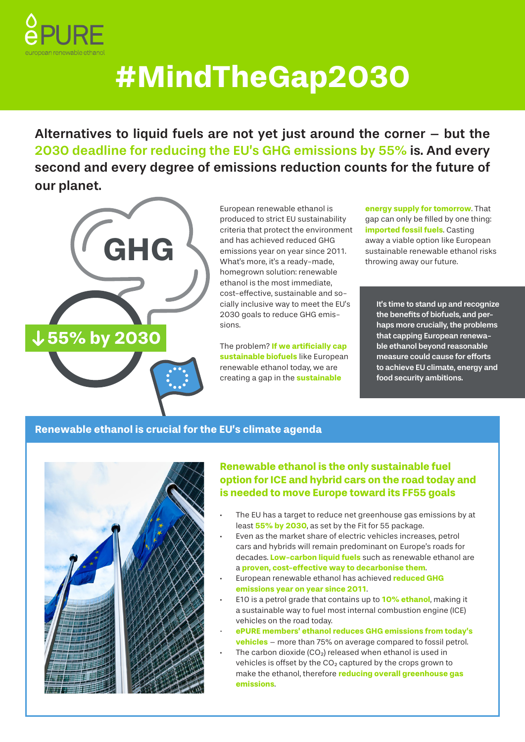ePURE
european renewable ethanol

# #MindTheGap2030

**Alternatives to liquid fuels are not yet just around the corner – but the 2030 deadline for reducing the EU's GHG emissions by 55% is. And every second and every degree of emissions reduction counts for the future of our planet.**

GHG

↓55% by 2030

European renewable ethanol is produced to strict EU sustainability criteria that protect the environment and has achieved reduced GHG emissions year on year since 2011. What's more, it's a ready-made, homegrown solution: renewable ethanol is the most immediate, cost-effective, sustainable and socially inclusive way to meet the EU's 2030 goals to reduce GHG emissions.

The problem? **If we artificially cap sustainable biofuels** like European renewable ethanol today, we are creating a gap in the **sustainable energy supply for tomorrow**. That gap can only be filled by one thing: **imported fossil fuels**. Casting away a viable option like European sustainable renewable ethanol risks throwing away our future.

**It's time to stand up and recognize the benefits of biofuels, and perhaps more crucially, the problems that capping European renewable ethanol beyond reasonable measure could cause for efforts to achieve EU climate, energy and food security ambitions.**

## Renewable ethanol is crucial for the EU's climate agenda

### Renewable ethanol is the only sustainable fuel option for ICE and hybrid cars on the road today and is needed to move Europe toward its FF55 goals

- The EU has a target to reduce net greenhouse gas emissions by at least **55% by 2030**, as set by the Fit for 55 package.
- Even as the market share of electric vehicles increases, petrol cars and hybrids will remain predominant on Europe's roads for decades. **Low-carbon liquid fuels** such as renewable ethanol are a **proven, cost-effective way to decarbonise them**.
- European renewable ethanol has achieved **reduced GHG emissions year on year since 2011**.
- E10 is a petrol grade that contains up to **10% ethanol**, making it a sustainable way to fuel most internal combustion engine (ICE) vehicles on the road today.
- **ePURE members' ethanol reduces GHG emissions from today's vehicles** – more than 75% on average compared to fossil petrol.
- The carbon dioxide ($CO_2$) released when ethanol is used in vehicles is offset by the $CO_2$ captured by the crops grown to make the ethanol, therefore **reducing overall greenhouse gas emissions**.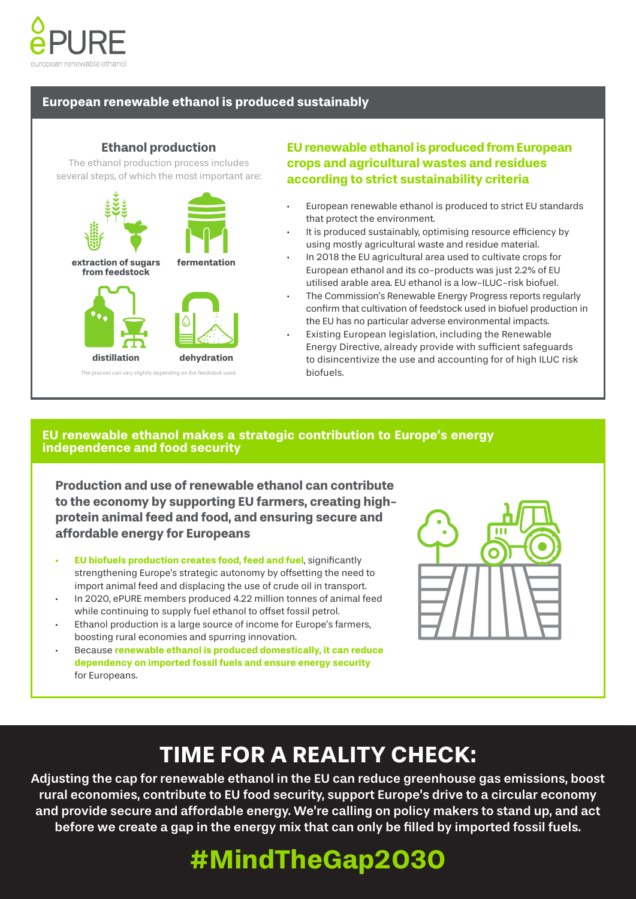ePURE
european renewable ethanol

## European renewable ethanol is produced sustainably

### Ethanol production

The ethanol production process includes several steps, of which the most important are:

extraction of sugars from feedstock

fermentation

distillation

dehydration

The process can vary slightly depending on the feedstock used.

### EU renewable ethanol is produced from European crops and agricultural wastes and residues according to strict sustainability criteria

- European renewable ethanol is produced to strict EU standards that protect the environment.
- It is produced sustainably, optimising resource efficiency by using mostly agricultural waste and residue material.
- In 2018 the EU agricultural area used to cultivate crops for European ethanol and its co-products was just 2.2% of EU utilised arable area. EU ethanol is a low-ILUC-risk biofuel.
- The Commission's Renewable Energy Progress reports regularly confirm that cultivation of feedstock used in biofuel production in the EU has no particular adverse environmental impacts.
- Existing European legislation, including the Renewable Energy Directive, already provide with sufficient safeguards to disincentivize the use and accounting for of high ILUC risk biofuels.

## EU renewable ethanol makes a strategic contribution to Europe's energy independence and food security

**Production and use of renewable ethanol can contribute to the economy by supporting EU farmers, creating high-protein animal feed and food, and ensuring secure and affordable energy for Europeans**

- **EU biofuels production creates food, feed and fuel**, significantly strengthening Europe's strategic autonomy by offsetting the need to import animal feed and displacing the use of crude oil in transport.
- In 2020, ePURE members produced 4.22 million tonnes of animal feed while continuing to supply fuel ethanol to offset fossil petrol.
- Ethanol production is a large source of income for Europe's farmers, boosting rural economies and spurring innovation.
- Because **renewable ethanol is produced domestically, it can reduce dependency on imported fossil fuels and ensure energy security** for Europeans.

# TIME FOR A REALITY CHECK:

**Adjusting the cap for renewable ethanol in the EU can reduce greenhouse gas emissions, boost rural economies, contribute to EU food security, support Europe's drive to a circular economy and provide secure and affordable energy. We're calling on policy makers to stand up, and act before we create a gap in the energy mix that can only be filled by imported fossil fuels.**

## #MindTheGap2030